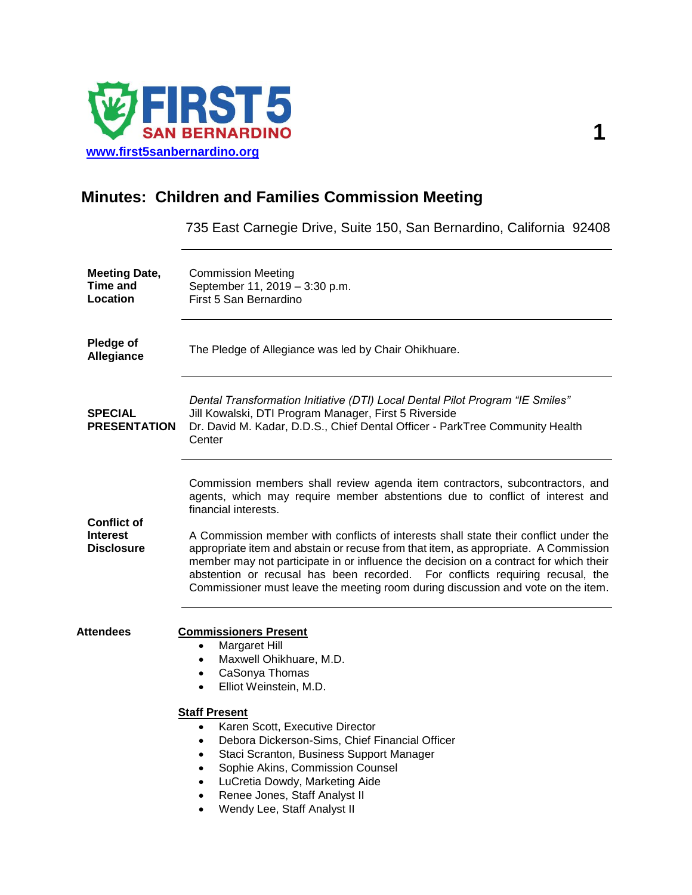**FIRST 5 SAN BERNARDINO**

www.first5sanbernardino.org

# Minutes: Children and Families Commission Meeting

735 East Carnegie Drive, Suite 150, San Bernardino, California 92408

---

**Meeting Date, Time and Location**

Commission Meeting
September 11, 2019 – 3:30 p.m.
First 5 San Bernardino

---

**Pledge of Allegiance**

The Pledge of Allegiance was led by Chair Ohikhuare.

---

**SPECIAL PRESENTATION**

*Dental Transformation Initiative (DTI) Local Dental Pilot Program "IE Smiles"*
Jill Kowalski, DTI Program Manager, First 5 Riverside
Dr. David M. Kadar, D.D.S., Chief Dental Officer - ParkTree Community Health Center

---

**Conflict of Interest Disclosure**

Commission members shall review agenda item contractors, subcontractors, and agents, which may require member abstentions due to conflict of interest and financial interests.

A Commission member with conflicts of interests shall state their conflict under the appropriate item and abstain or recuse from that item, as appropriate. A Commission member may not participate in or influence the decision on a contract for which their abstention or recusal has been recorded. For conflicts requiring recusal, the Commissioner must leave the meeting room during discussion and vote on the item.

---

**Attendees**

**Commissioners Present**

- Margaret Hill
- Maxwell Ohikhuare, M.D.
- CaSonya Thomas
- Elliot Weinstein, M.D.

**Staff Present**

- Karen Scott, Executive Director
- Debora Dickerson-Sims, Chief Financial Officer
- Staci Scranton, Business Support Manager
- Sophie Akins, Commission Counsel
- LuCretia Dowdy, Marketing Aide
- Renee Jones, Staff Analyst II
- Wendy Lee, Staff Analyst II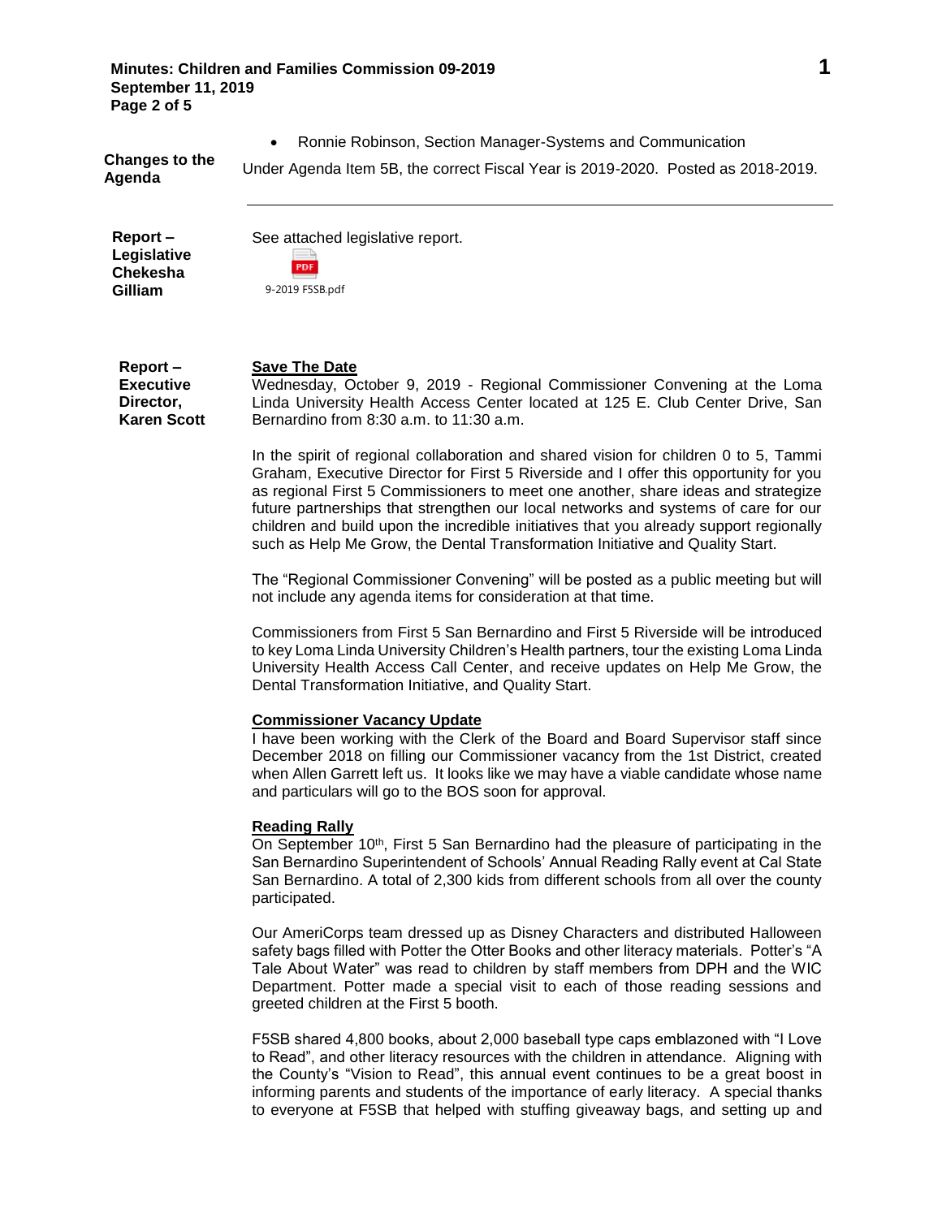- Ronnie Robinson, Section Manager-Systems and Communication

**Changes to the Agenda**

Under Agenda Item 5B, the correct Fiscal Year is 2019-2020. Posted as 2018-2019.

---

**Report – Legislative Chekesha Gilliam**

See attached legislative report.

9-2019 F5SB.pdf

**Report – Executive Director, Karen Scott**

**Save The Date**

Wednesday, October 9, 2019 - Regional Commissioner Convening at the Loma Linda University Health Access Center located at 125 E. Club Center Drive, San Bernardino from 8:30 a.m. to 11:30 a.m.

In the spirit of regional collaboration and shared vision for children 0 to 5, Tammi Graham, Executive Director for First 5 Riverside and I offer this opportunity for you as regional First 5 Commissioners to meet one another, share ideas and strategize future partnerships that strengthen our local networks and systems of care for our children and build upon the incredible initiatives that you already support regionally such as Help Me Grow, the Dental Transformation Initiative and Quality Start.

The "Regional Commissioner Convening" will be posted as a public meeting but will not include any agenda items for consideration at that time.

Commissioners from First 5 San Bernardino and First 5 Riverside will be introduced to key Loma Linda University Children's Health partners, tour the existing Loma Linda University Health Access Call Center, and receive updates on Help Me Grow, the Dental Transformation Initiative, and Quality Start.

**Commissioner Vacancy Update**

I have been working with the Clerk of the Board and Board Supervisor staff since December 2018 on filling our Commissioner vacancy from the 1st District, created when Allen Garrett left us. It looks like we may have a viable candidate whose name and particulars will go to the BOS soon for approval.

**Reading Rally**

On September 10th, First 5 San Bernardino had the pleasure of participating in the San Bernardino Superintendent of Schools' Annual Reading Rally event at Cal State San Bernardino. A total of 2,300 kids from different schools from all over the county participated.

Our AmeriCorps team dressed up as Disney Characters and distributed Halloween safety bags filled with Potter the Otter Books and other literacy materials. Potter's "A Tale About Water" was read to children by staff members from DPH and the WIC Department. Potter made a special visit to each of those reading sessions and greeted children at the First 5 booth.

F5SB shared 4,800 books, about 2,000 baseball type caps emblazoned with "I Love to Read", and other literacy resources with the children in attendance. Aligning with the County's "Vision to Read", this annual event continues to be a great boost in informing parents and students of the importance of early literacy. A special thanks to everyone at F5SB that helped with stuffing giveaway bags, and setting up and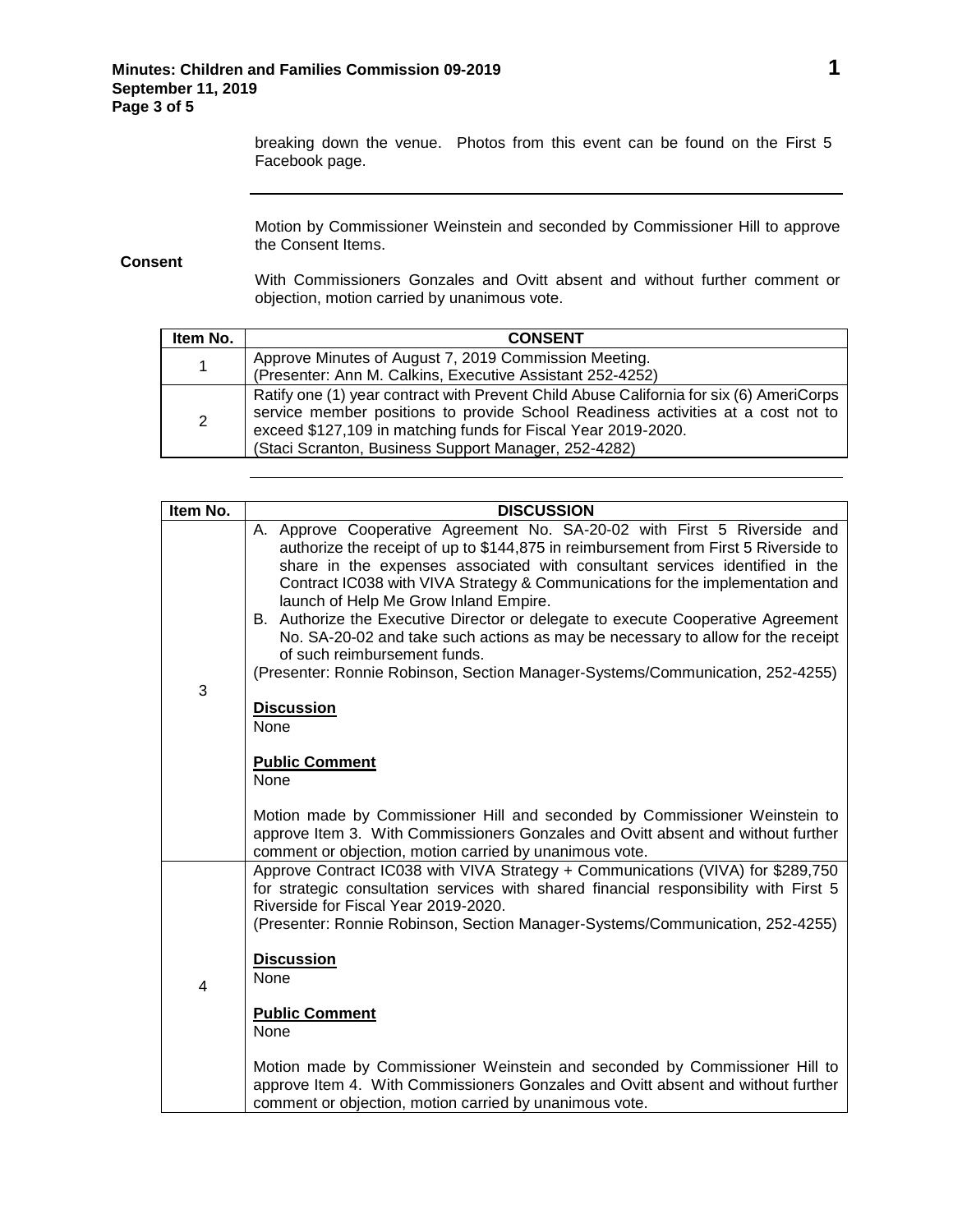breaking down the venue. Photos from this event can be found on the First 5 Facebook page.

---

**Consent**

Motion by Commissioner Weinstein and seconded by Commissioner Hill to approve the Consent Items.

With Commissioners Gonzales and Ovitt absent and without further comment or objection, motion carried by unanimous vote.

| Item No. | CONSENT |
|---|---|
| 1 | Approve Minutes of August 7, 2019 Commission Meeting.<br>(Presenter: Ann M. Calkins, Executive Assistant 252-4252) |
| 2 | Ratify one (1) year contract with Prevent Child Abuse California for six (6) AmeriCorps service member positions to provide School Readiness activities at a cost not to exceed $127,109 in matching funds for Fiscal Year 2019-2020.<br>(Staci Scranton, Business Support Manager, 252-4282) |

---

| Item No. | DISCUSSION |
|---|---|
| 3 | A. Approve Cooperative Agreement No. SA-20-02 with First 5 Riverside and authorize the receipt of up to $144,875 in reimbursement from First 5 Riverside to share in the expenses associated with consultant services identified in the Contract IC038 with VIVA Strategy & Communications for the implementation and launch of Help Me Grow Inland Empire.<br>B. Authorize the Executive Director or delegate to execute Cooperative Agreement No. SA-20-02 and take such actions as may be necessary to allow for the receipt of such reimbursement funds.<br>(Presenter: Ronnie Robinson, Section Manager-Systems/Communication, 252-4255)<br><br>**Discussion**<br>None<br><br>**Public Comment**<br>None<br><br>Motion made by Commissioner Hill and seconded by Commissioner Weinstein to approve Item 3. With Commissioners Gonzales and Ovitt absent and without further comment or objection, motion carried by unanimous vote. |
| 4 | Approve Contract IC038 with VIVA Strategy + Communications (VIVA) for $289,750 for strategic consultation services with shared financial responsibility with First 5 Riverside for Fiscal Year 2019-2020.<br>(Presenter: Ronnie Robinson, Section Manager-Systems/Communication, 252-4255)<br><br>**Discussion**<br>None<br><br>**Public Comment**<br>None<br><br>Motion made by Commissioner Weinstein and seconded by Commissioner Hill to approve Item 4. With Commissioners Gonzales and Ovitt absent and without further comment or objection, motion carried by unanimous vote. |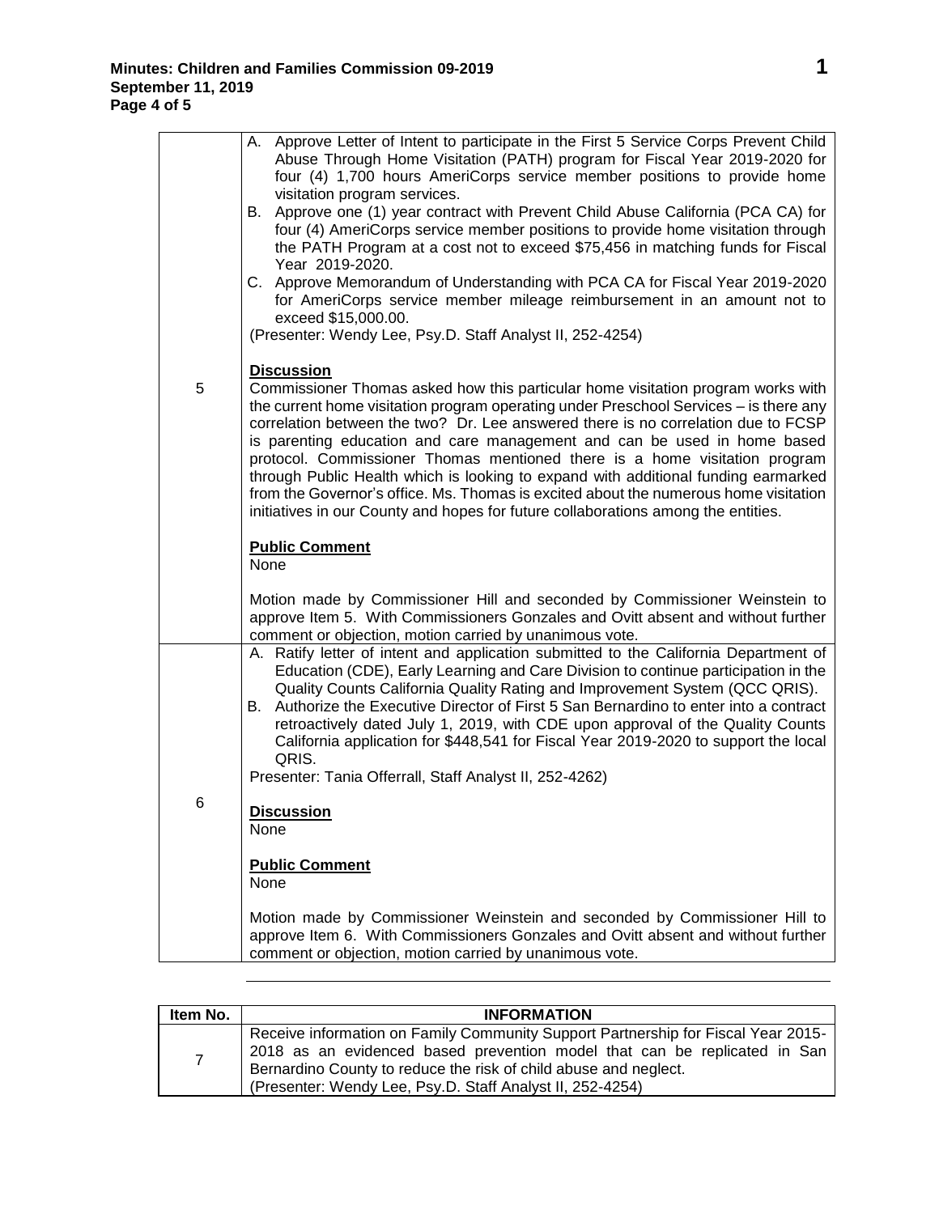| | |
|---|---|
| 5 | A. Approve Letter of Intent to participate in the First 5 Service Corps Prevent Child Abuse Through Home Visitation (PATH) program for Fiscal Year 2019-2020 for four (4) 1,700 hours AmeriCorps service member positions to provide home visitation program services.<br>B. Approve one (1) year contract with Prevent Child Abuse California (PCA CA) for four (4) AmeriCorps service member positions to provide home visitation through the PATH Program at a cost not to exceed $75,456 in matching funds for Fiscal Year 2019-2020.<br>C. Approve Memorandum of Understanding with PCA CA for Fiscal Year 2019-2020 for AmeriCorps service member mileage reimbursement in an amount not to exceed $15,000.00.<br>(Presenter: Wendy Lee, Psy.D. Staff Analyst II, 252-4254)<br><br>**Discussion**<br>Commissioner Thomas asked how this particular home visitation program works with the current home visitation program operating under Preschool Services – is there any correlation between the two? Dr. Lee answered there is no correlation due to FCSP is parenting education and care management and can be used in home based protocol. Commissioner Thomas mentioned there is a home visitation program through Public Health which is looking to expand with additional funding earmarked from the Governor's office. Ms. Thomas is excited about the numerous home visitation initiatives in our County and hopes for future collaborations among the entities.<br><br>**Public Comment**<br>None<br><br>Motion made by Commissioner Hill and seconded by Commissioner Weinstein to approve Item 5. With Commissioners Gonzales and Ovitt absent and without further comment or objection, motion carried by unanimous vote. |
| 6 | A. Ratify letter of intent and application submitted to the California Department of Education (CDE), Early Learning and Care Division to continue participation in the Quality Counts California Quality Rating and Improvement System (QCC QRIS).<br>B. Authorize the Executive Director of First 5 San Bernardino to enter into a contract retroactively dated July 1, 2019, with CDE upon approval of the Quality Counts California application for $448,541 for Fiscal Year 2019-2020 to support the local QRIS.<br>Presenter: Tania Offerrall, Staff Analyst II, 252-4262)<br><br>**Discussion**<br>None<br><br>**Public Comment**<br>None<br><br>Motion made by Commissioner Weinstein and seconded by Commissioner Hill to approve Item 6. With Commissioners Gonzales and Ovitt absent and without further comment or objection, motion carried by unanimous vote. |

| Item No. | INFORMATION |
|---|---|
| 7 | Receive information on Family Community Support Partnership for Fiscal Year 2015-2018 as an evidenced based prevention model that can be replicated in San Bernardino County to reduce the risk of child abuse and neglect.<br>(Presenter: Wendy Lee, Psy.D. Staff Analyst II, 252-4254) |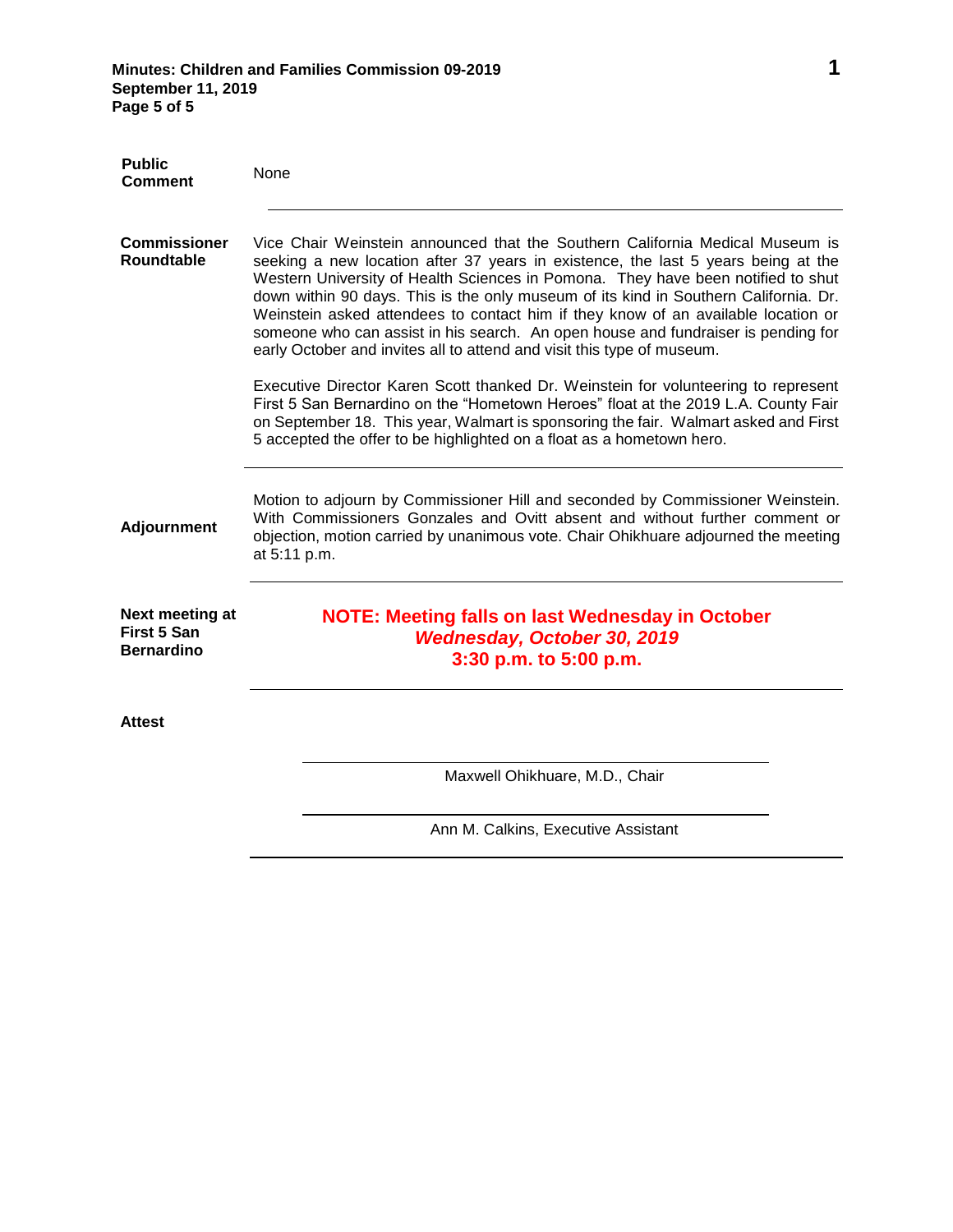**Public Comment**

None

---

**Commissioner Roundtable**

Vice Chair Weinstein announced that the Southern California Medical Museum is seeking a new location after 37 years in existence, the last 5 years being at the Western University of Health Sciences in Pomona. They have been notified to shut down within 90 days. This is the only museum of its kind in Southern California. Dr. Weinstein asked attendees to contact him if they know of an available location or someone who can assist in his search. An open house and fundraiser is pending for early October and invites all to attend and visit this type of museum.

Executive Director Karen Scott thanked Dr. Weinstein for volunteering to represent First 5 San Bernardino on the "Hometown Heroes" float at the 2019 L.A. County Fair on September 18. This year, Walmart is sponsoring the fair. Walmart asked and First 5 accepted the offer to be highlighted on a float as a hometown hero.

---

**Adjournment**

Motion to adjourn by Commissioner Hill and seconded by Commissioner Weinstein. With Commissioners Gonzales and Ovitt absent and without further comment or objection, motion carried by unanimous vote. Chair Ohikhuare adjourned the meeting at 5:11 p.m.

---

**Next meeting at First 5 San Bernardino**

**NOTE: Meeting falls on last Wednesday in October**
***Wednesday, October 30, 2019***
**3:30 p.m. to 5:00 p.m.**

---

**Attest**

\_\_\_\_\_\_\_\_\_\_\_\_\_\_\_\_\_\_\_\_\_\_\_\_\_\_\_\_\_\_
Maxwell Ohikhuare, M.D., Chair

\_\_\_\_\_\_\_\_\_\_\_\_\_\_\_\_\_\_\_\_\_\_\_\_\_\_\_\_\_\_
Ann M. Calkins, Executive Assistant